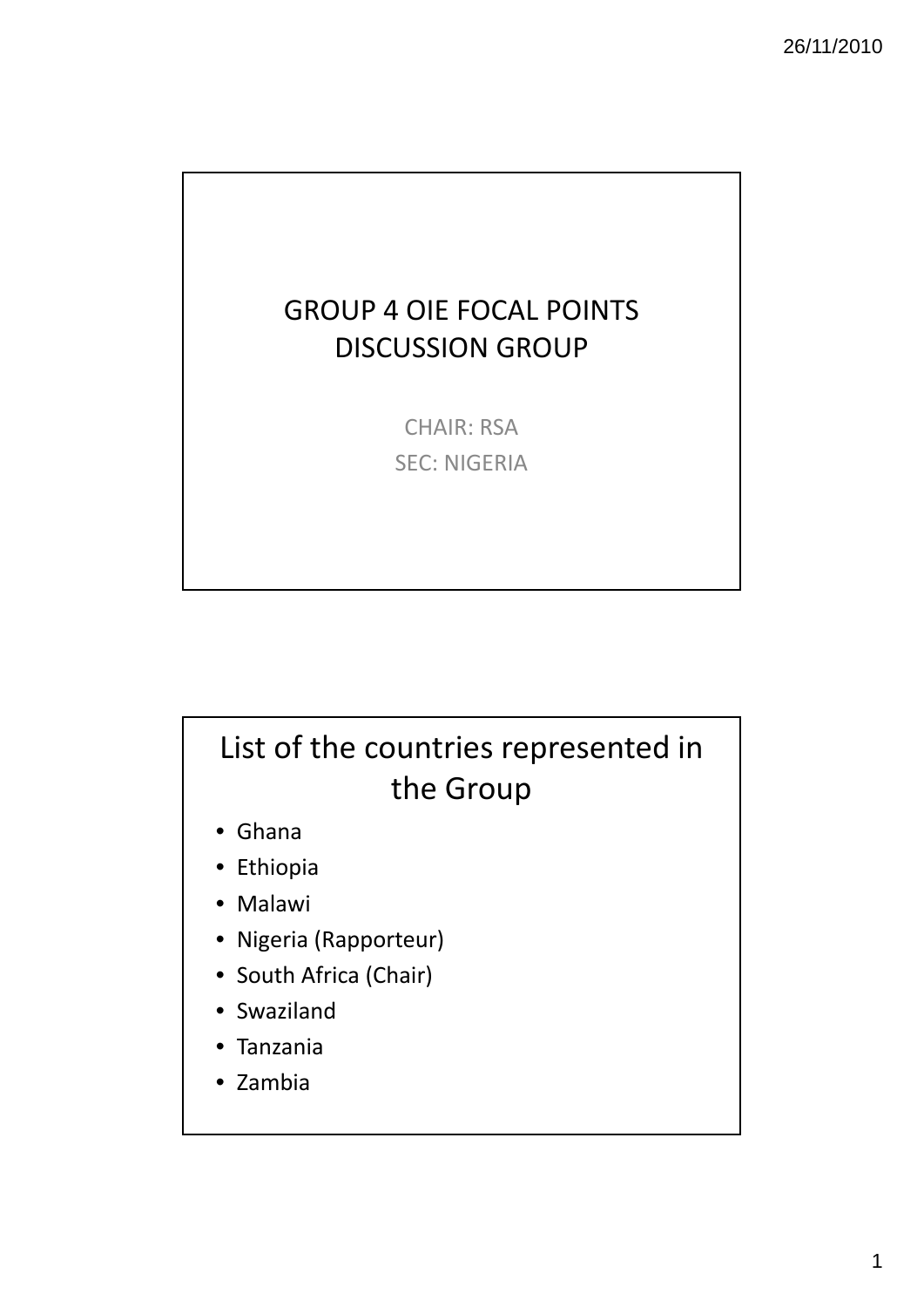# GROUP 4 OIE FOCAL POINTS DISCUSSION GROUP

CHAIR: RSA

SEC: NIGERIA

## List of the countries represented in the Group

- Ghana
- Ethiopia
- Malawi
- Nigeria (Rapporteur)
- South Africa (Chair)
- Swaziland
- Tanzania
- Zambia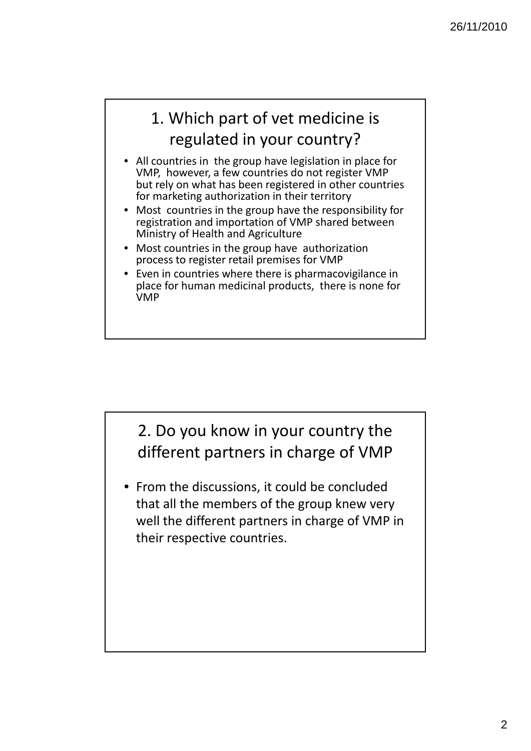## 1. Which part of vet medicine is regulated in your country?

- All countries in the group have legislation in place for VMP, however, a few countries do not register VMP but rely on what has been registered in other countries for marketing authorization in their territory
- Most countries in the group have the responsibility for registration and importation of VMP shared between Ministry of Health and Agriculture
- Most countries in the group have authorization process to register retail premises for VMP
- Even in countries where there is pharmacovigilance in place for human medicinal products, there is none for VMP

## 2. Do you know in your country the different partners in charge of VMP

- From the discussions, it could be concluded that all the members of the group knew very well the different partners in charge of VMP in their respective countries.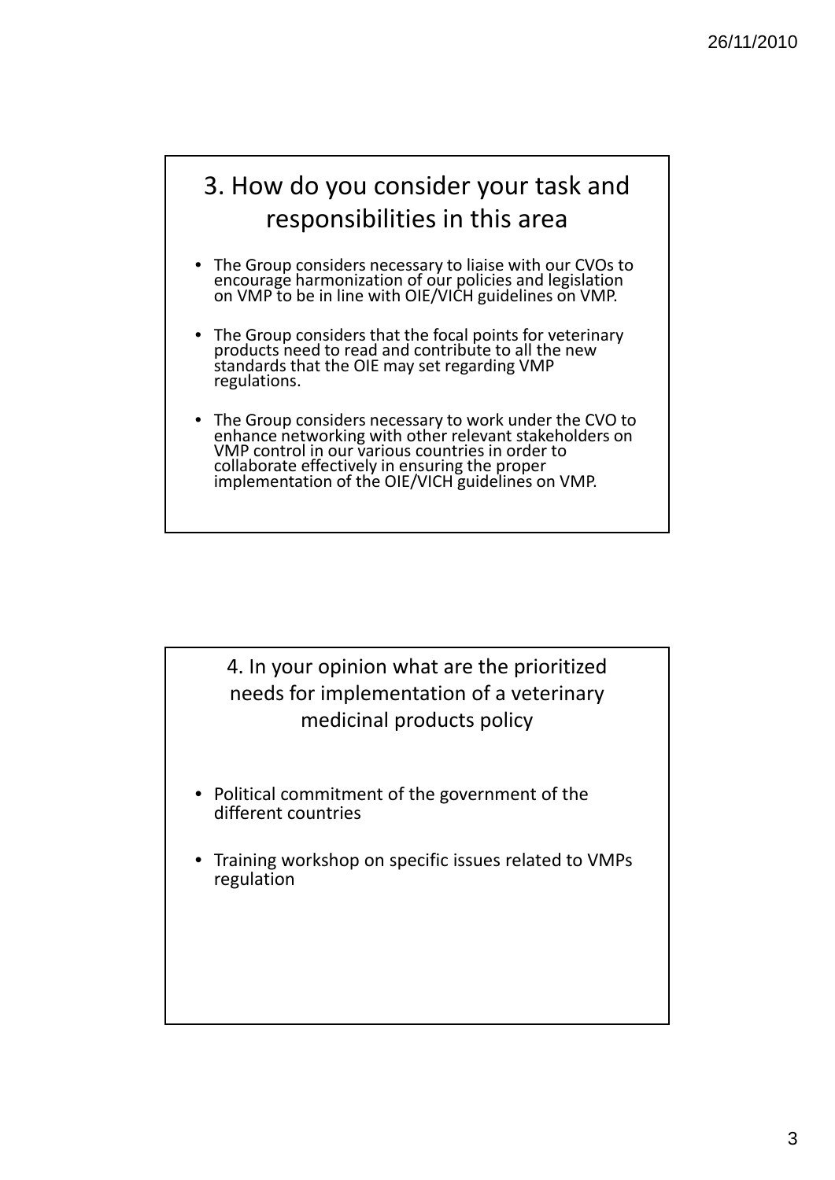## 3. How do you consider your task and responsibilities in this area

- The Group considers necessary to liaise with our CVOs to encourage harmonization of our policies and legislation on VMP to be in line with OIE/VICH guidelines on VMP.
- The Group considers that the focal points for veterinary products need to read and contribute to all the new standards that the OIE may set regarding VMP regulations.
- The Group considers necessary to work under the CVO to enhance networking with other relevant stakeholders on VMP control in our various countries in order to collaborate effectively in ensuring the proper implementation of the OIE/VICH guidelines on VMP.

## 4. In your opinion what are the prioritized needs for implementation of a veterinary medicinal products policy

- Political commitment of the government of the different countries
- Training workshop on specific issues related to VMPs regulation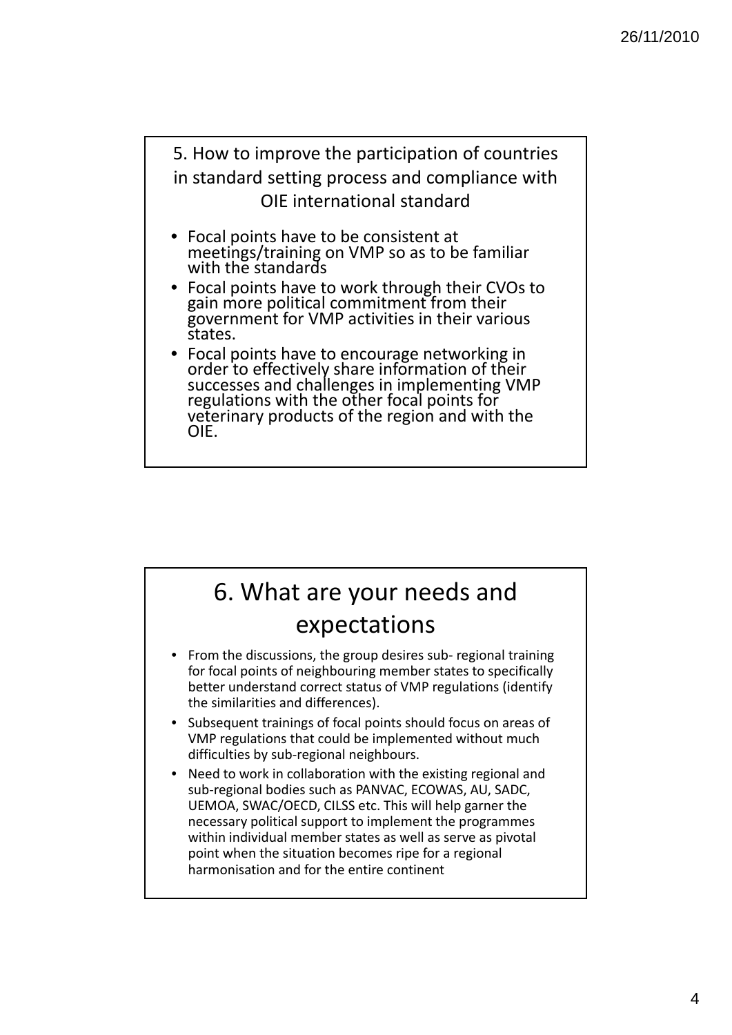## 5. How to improve the participation of countries in standard setting process and compliance with OIE international standard

- Focal points have to be consistent at meetings/training on VMP so as to be familiar with the standards
- Focal points have to work through their CVOs to gain more political commitment from their government for VMP activities in their various states.
- Focal points have to encourage networking in order to effectively share information of their successes and challenges in implementing VMP regulations with the other focal points for veterinary products of the region and with the OIE.

## 6. What are your needs and expectations

- From the discussions, the group desires sub- regional training for focal points of neighbouring member states to specifically better understand correct status of VMP regulations (identify the similarities and differences).
- Subsequent trainings of focal points should focus on areas of VMP regulations that could be implemented without much difficulties by sub-regional neighbours.
- Need to work in collaboration with the existing regional and sub-regional bodies such as PANVAC, ECOWAS, AU, SADC, UEMOA, SWAC/OECD, CILSS etc. This will help garner the necessary political support to implement the programmes within individual member states as well as serve as pivotal point when the situation becomes ripe for a regional harmonisation and for the entire continent